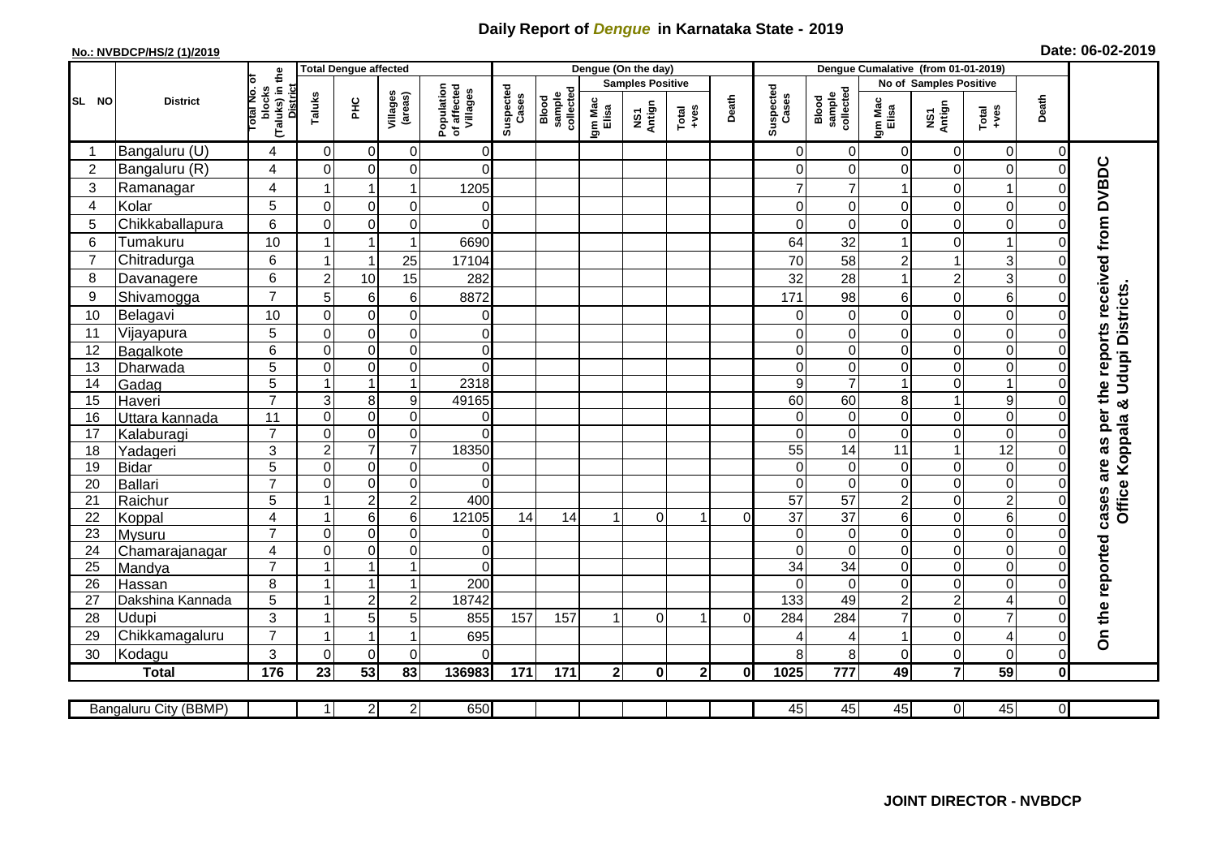# Daily Report of *Dengue* in Karnataka State - 2019

**No.: NVBDCP/HS/2 (1)/2019**

**Date: 06-02-2019**

| SL NO | District | Total No. of blocks (Taluks) in the District | Total Dengue affected | | | | Dengue (On the day) | | | | | | | Dengue Cumalative (from 01-01-2019) | | | | | | | |
|---|---|---|---|---|---|---|---|---|---|---|---|---|---|---|---|---|---|---|---|---|
| | | | Taluks | PHC | Villages (areas) | Population of affected Villages | Suspected Cases | Blood sample collected | Samples Positive | | | Death | Suspected Cases | Blood sample collected | No of Samples Positive | | | Death | |
| | | | | | | | | | Igm Mac Elisa | NS1 Antign | Total +ves | | | | Igm Mac Elisa | NS1 Antign | Total +ves | | |
| 1 | Bangaluru (U) | 4 | 0 | 0 | 0 | 0 | | | | | | | 0 | 0 | 0 | 0 | 0 | 0 | On the reported cases are as per the reports received from DVBDC Office Koppala & Udupi Districts. |
| 2 | Bangaluru (R) | 4 | 0 | 0 | 0 | 0 | | | | | | | 0 | 0 | 0 | 0 | 0 | 0 | |
| 3 | Ramanagar | 4 | 1 | 1 | 1 | 1205 | | | | | | | 7 | 7 | 1 | 0 | 1 | 0 | |
| 4 | Kolar | 5 | 0 | 0 | 0 | 0 | | | | | | | 0 | 0 | 0 | 0 | 0 | 0 | |
| 5 | Chikkaballapura | 6 | 0 | 0 | 0 | 0 | | | | | | | 0 | 0 | 0 | 0 | 0 | 0 | |
| 6 | Tumakuru | 10 | 1 | 1 | 1 | 6690 | | | | | | | 64 | 32 | 1 | 0 | 1 | 0 | |
| 7 | Chitradurga | 6 | 1 | 1 | 25 | 17104 | | | | | | | 70 | 58 | 2 | 1 | 3 | 0 | |
| 8 | Davanagere | 6 | 2 | 10 | 15 | 282 | | | | | | | 32 | 28 | 1 | 2 | 3 | 0 | |
| 9 | Shivamogga | 7 | 5 | 6 | 6 | 8872 | | | | | | | 171 | 98 | 6 | 0 | 6 | 0 | |
| 10 | Belagavi | 10 | 0 | 0 | 0 | 0 | | | | | | | 0 | 0 | 0 | 0 | 0 | 0 | |
| 11 | Vijayapura | 5 | 0 | 0 | 0 | 0 | | | | | | | 0 | 0 | 0 | 0 | 0 | 0 | |
| 12 | Bagalkote | 6 | 0 | 0 | 0 | 0 | | | | | | | 0 | 0 | 0 | 0 | 0 | 0 | |
| 13 | Dharwada | 5 | 0 | 0 | 0 | 0 | | | | | | | 0 | 0 | 0 | 0 | 0 | 0 | |
| 14 | Gadag | 5 | 1 | 1 | 1 | 2318 | | | | | | | 9 | 7 | 1 | 0 | 1 | 0 | |
| 15 | Haveri | 7 | 3 | 8 | 9 | 49165 | | | | | | | 60 | 60 | 8 | 1 | 9 | 0 | |
| 16 | Uttara kannada | 11 | 0 | 0 | 0 | 0 | | | | | | | 0 | 0 | 0 | 0 | 0 | 0 | |
| 17 | Kalaburagi | 7 | 0 | 0 | 0 | 0 | | | | | | | 0 | 0 | 0 | 0 | 0 | 0 | |
| 18 | Yadageri | 3 | 2 | 7 | 7 | 18350 | | | | | | | 55 | 14 | 11 | 1 | 12 | 0 | |
| 19 | Bidar | 5 | 0 | 0 | 0 | 0 | | | | | | | 0 | 0 | 0 | 0 | 0 | 0 | |
| 20 | Ballari | 7 | 0 | 0 | 0 | 0 | | | | | | | 0 | 0 | 0 | 0 | 0 | 0 | |
| 21 | Raichur | 5 | 1 | 2 | 2 | 400 | | | | | | | 57 | 57 | 2 | 0 | 2 | 0 | |
| 22 | Koppal | 4 | 1 | 6 | 6 | 12105 | 14 | 14 | 1 | 0 | 1 | 0 | 37 | 37 | 6 | 0 | 6 | 0 | |
| 23 | Mysuru | 7 | 0 | 0 | 0 | 0 | | | | | | | 0 | 0 | 0 | 0 | 0 | 0 | |
| 24 | Chamarajanagar | 4 | 0 | 0 | 0 | 0 | | | | | | | 0 | 0 | 0 | 0 | 0 | 0 | |
| 25 | Mandya | 7 | 1 | 1 | 1 | 0 | | | | | | | 34 | 34 | 0 | 0 | 0 | 0 | |
| 26 | Hassan | 8 | 1 | 1 | 1 | 200 | | | | | | | 0 | 0 | 0 | 0 | 0 | 0 | |
| 27 | Dakshina Kannada | 5 | 1 | 2 | 2 | 18742 | | | | | | | 133 | 49 | 2 | 2 | 4 | 0 | |
| 28 | Udupi | 3 | 1 | 5 | 5 | 855 | 157 | 157 | 1 | 0 | 1 | 0 | 284 | 284 | 7 | 0 | 7 | 0 | |
| 29 | Chikkamagaluru | 7 | 1 | 1 | 1 | 695 | | | | | | | 4 | 4 | 1 | 0 | 4 | 0 | |
| 30 | Kodagu | 3 | 0 | 0 | 0 | 0 | | | | | | | 8 | 8 | 0 | 0 | 0 | 0 | |
| | **Total** | **176** | **23** | **53** | **83** | **136983** | **171** | **171** | **2** | **0** | **2** | **0** | **1025** | **777** | **49** | **7** | **59** | **0** | |

| Bangaluru City (BBMP) | | 1 | 2 | 2 | 650 | | | | | | | 45 | 45 | 45 | 0 | 45 | 0 |
|---|---|---|---|---|---|---|---|---|---|---|---|---|---|---|---|---|---|

**JOINT DIRECTOR - NVBDCP**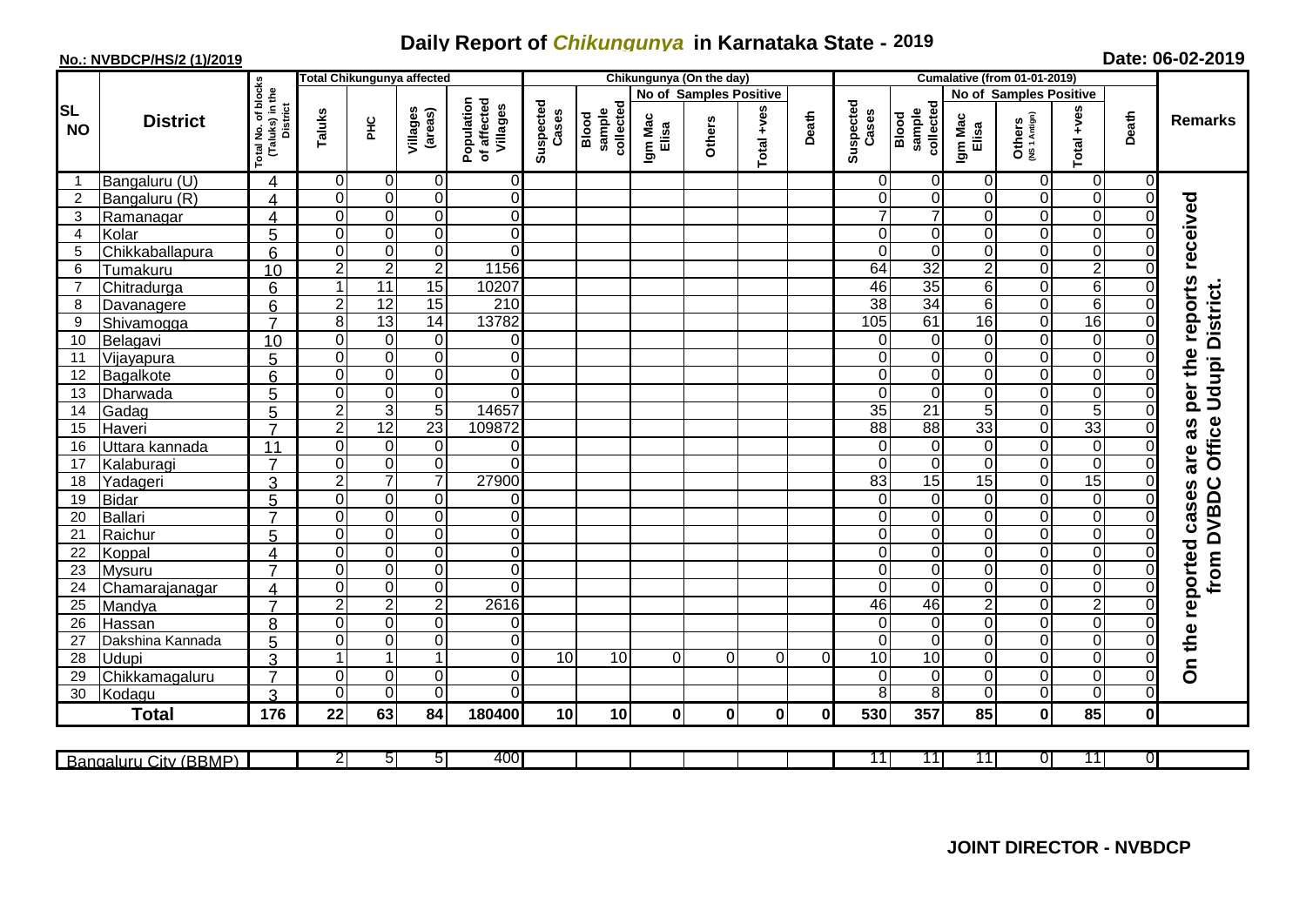# Daily Report of *Chikungunya* in Karnataka State - 2019

**No.: NVBDCP/HS/2 (1)/2019**

**Date: 06-02-2019**

| SL NO | District | Total No. of blocks (Taluks) in the District | Total Chikungunya affected | | | | Chikungunya (On the day) | | | | | | | Cumalative (from 01-01-2019) | | | | | | | Remarks |
|---|---|---|---|---|---|---|---|---|---|---|---|---|---|---|---|---|---|---|---|---|---|
| | | | Taluks | PHC | Villages (areas) | Population of affected Villages | Suspected Cases | Blood sample collected | No of Samples Positive | | | Death | Suspected Cases | Blood sample collected | No of Samples Positive | | | Death | |
| | | | | | | | | | Igm Mac Elisa | Others | Total +ves | | | | Igm Mac Elisa | Others (NS 1 Antign) | Total +ves | | |
| 1 | Bangaluru (U) | 4 | 0 | 0 | 0 | 0 | | | | | | | 0 | 0 | 0 | 0 | 0 | 0 | On the reported cases are as per the reports received from DVBDC Office Udupi District. |
| 2 | Bangaluru (R) | 4 | 0 | 0 | 0 | 0 | | | | | | | 0 | 0 | 0 | 0 | 0 | 0 | |
| 3 | Ramanagar | 4 | 0 | 0 | 0 | 0 | | | | | | | 7 | 7 | 0 | 0 | 0 | 0 | |
| 4 | Kolar | 5 | 0 | 0 | 0 | 0 | | | | | | | 0 | 0 | 0 | 0 | 0 | 0 | |
| 5 | Chikkaballapura | 6 | 0 | 0 | 0 | 0 | | | | | | | 0 | 0 | 0 | 0 | 0 | 0 | |
| 6 | Tumakuru | 10 | 2 | 2 | 2 | 1156 | | | | | | | 64 | 32 | 2 | 0 | 2 | 0 | |
| 7 | Chitradurga | 6 | 1 | 11 | 15 | 10207 | | | | | | | 46 | 35 | 6 | 0 | 6 | 0 | |
| 8 | Davanagere | 6 | 2 | 12 | 15 | 210 | | | | | | | 38 | 34 | 6 | 0 | 6 | 0 | |
| 9 | Shivamogga | 7 | 8 | 13 | 14 | 13782 | | | | | | | 105 | 61 | 16 | 0 | 16 | 0 | |
| 10 | Belagavi | 10 | 0 | 0 | 0 | 0 | | | | | | | 0 | 0 | 0 | 0 | 0 | 0 | |
| 11 | Vijayapura | 5 | 0 | 0 | 0 | 0 | | | | | | | 0 | 0 | 0 | 0 | 0 | 0 | |
| 12 | Bagalkote | 6 | 0 | 0 | 0 | 0 | | | | | | | 0 | 0 | 0 | 0 | 0 | 0 | |
| 13 | Dharwada | 5 | 0 | 0 | 0 | 0 | | | | | | | 0 | 0 | 0 | 0 | 0 | 0 | |
| 14 | Gadag | 5 | 2 | 3 | 5 | 14657 | | | | | | | 35 | 21 | 5 | 0 | 5 | 0 | |
| 15 | Haveri | 7 | 2 | 12 | 23 | 109872 | | | | | | | 88 | 88 | 33 | 0 | 33 | 0 | |
| 16 | Uttara kannada | 11 | 0 | 0 | 0 | 0 | | | | | | | 0 | 0 | 0 | 0 | 0 | 0 | |
| 17 | Kalaburagi | 7 | 0 | 0 | 0 | 0 | | | | | | | 0 | 0 | 0 | 0 | 0 | 0 | |
| 18 | Yadageri | 3 | 2 | 7 | 7 | 27900 | | | | | | | 83 | 15 | 15 | 0 | 15 | 0 | |
| 19 | Bidar | 5 | 0 | 0 | 0 | 0 | | | | | | | 0 | 0 | 0 | 0 | 0 | 0 | |
| 20 | Ballari | 7 | 0 | 0 | 0 | 0 | | | | | | | 0 | 0 | 0 | 0 | 0 | 0 | |
| 21 | Raichur | 5 | 0 | 0 | 0 | 0 | | | | | | | 0 | 0 | 0 | 0 | 0 | 0 | |
| 22 | Koppal | 4 | 0 | 0 | 0 | 0 | | | | | | | 0 | 0 | 0 | 0 | 0 | 0 | |
| 23 | Mysuru | 7 | 0 | 0 | 0 | 0 | | | | | | | 0 | 0 | 0 | 0 | 0 | 0 | |
| 24 | Chamarajanagar | 4 | 0 | 0 | 0 | 0 | | | | | | | 0 | 0 | 0 | 0 | 0 | 0 | |
| 25 | Mandya | 7 | 2 | 2 | 2 | 2616 | | | | | | | 46 | 46 | 2 | 0 | 2 | 0 | |
| 26 | Hassan | 8 | 0 | 0 | 0 | 0 | | | | | | | 0 | 0 | 0 | 0 | 0 | 0 | |
| 27 | Dakshina Kannada | 5 | 0 | 0 | 0 | 0 | | | | | | | 0 | 0 | 0 | 0 | 0 | 0 | |
| 28 | Udupi | 3 | 1 | 1 | 1 | 0 | 10 | 10 | 0 | 0 | 0 | 0 | 10 | 10 | 0 | 0 | 0 | 0 | |
| 29 | Chikkamagaluru | 7 | 0 | 0 | 0 | 0 | | | | | | | 0 | 0 | 0 | 0 | 0 | 0 | |
| 30 | Kodagu | 3 | 0 | 0 | 0 | 0 | | | | | | | 8 | 8 | 0 | 0 | 0 | 0 | |
| | **Total** | **176** | **22** | **63** | **84** | **180400** | **10** | **10** | **0** | **0** | **0** | **0** | **530** | **357** | **85** | **0** | **85** | **0** | |

| | | | | | | | | | | | | | | | | | | | |
|---|---|---|---|---|---|---|---|---|---|---|---|---|---|---|---|---|---|---|---|
| Bangaluru City (BBMP) | | 2 | 5 | 5 | 400 | | | | | | | 11 | 11 | 11 | 0 | 11 | 0 | |

**JOINT DIRECTOR - NVBDCP**